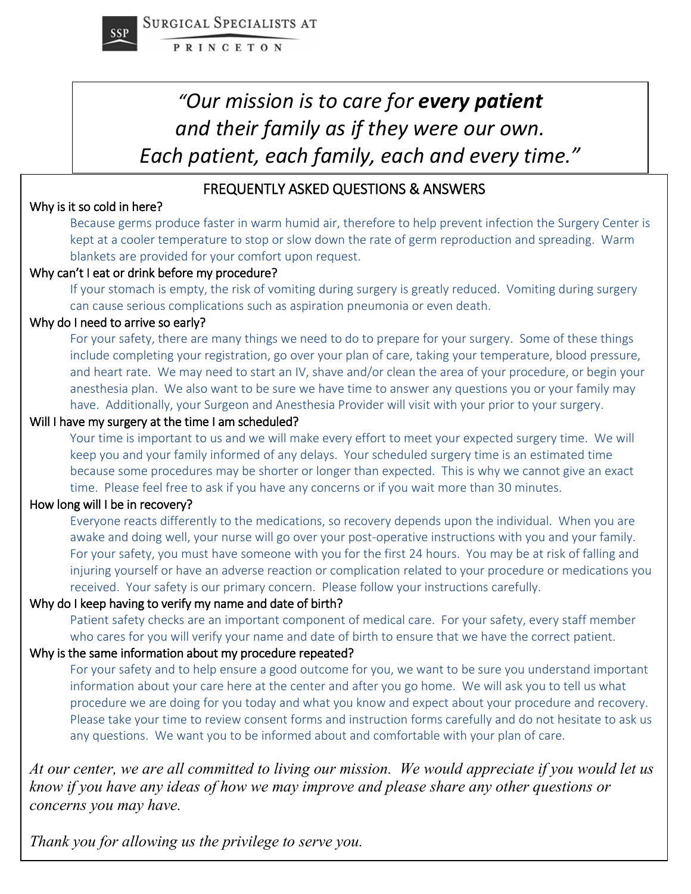SSP Surgical Specialists at Princeton

*"Our mission is to care for **every patient** and their family as if they were our own. Each patient, each family, each and every time."*

## FREQUENTLY ASKED QUESTIONS & ANSWERS

**Why is it so cold in here?**

Because germs produce faster in warm humid air, therefore to help prevent infection the Surgery Center is kept at a cooler temperature to stop or slow down the rate of germ reproduction and spreading. Warm blankets are provided for your comfort upon request.

**Why can't I eat or drink before my procedure?**

If your stomach is empty, the risk of vomiting during surgery is greatly reduced. Vomiting during surgery can cause serious complications such as aspiration pneumonia or even death.

**Why do I need to arrive so early?**

For your safety, there are many things we need to do to prepare for your surgery. Some of these things include completing your registration, go over your plan of care, taking your temperature, blood pressure, and heart rate. We may need to start an IV, shave and/or clean the area of your procedure, or begin your anesthesia plan. We also want to be sure we have time to answer any questions you or your family may have. Additionally, your Surgeon and Anesthesia Provider will visit with your prior to your surgery.

**Will I have my surgery at the time I am scheduled?**

Your time is important to us and we will make every effort to meet your expected surgery time. We will keep you and your family informed of any delays. Your scheduled surgery time is an estimated time because some procedures may be shorter or longer than expected. This is why we cannot give an exact time. Please feel free to ask if you have any concerns or if you wait more than 30 minutes.

**How long will I be in recovery?**

Everyone reacts differently to the medications, so recovery depends upon the individual. When you are awake and doing well, your nurse will go over your post-operative instructions with you and your family. For your safety, you must have someone with you for the first 24 hours. You may be at risk of falling and injuring yourself or have an adverse reaction or complication related to your procedure or medications you received. Your safety is our primary concern. Please follow your instructions carefully.

**Why do I keep having to verify my name and date of birth?**

Patient safety checks are an important component of medical care. For your safety, every staff member who cares for you will verify your name and date of birth to ensure that we have the correct patient.

**Why is the same information about my procedure repeated?**

For your safety and to help ensure a good outcome for you, we want to be sure you understand important information about your care here at the center and after you go home. We will ask you to tell us what procedure we are doing for you today and what you know and expect about your procedure and recovery. Please take your time to review consent forms and instruction forms carefully and do not hesitate to ask us any questions. We want you to be informed about and comfortable with your plan of care.

*At our center, we are all committed to living our mission. We would appreciate if you would let us know if you have any ideas of how we may improve and please share any other questions or concerns you may have.*

*Thank you for allowing us the privilege to serve you.*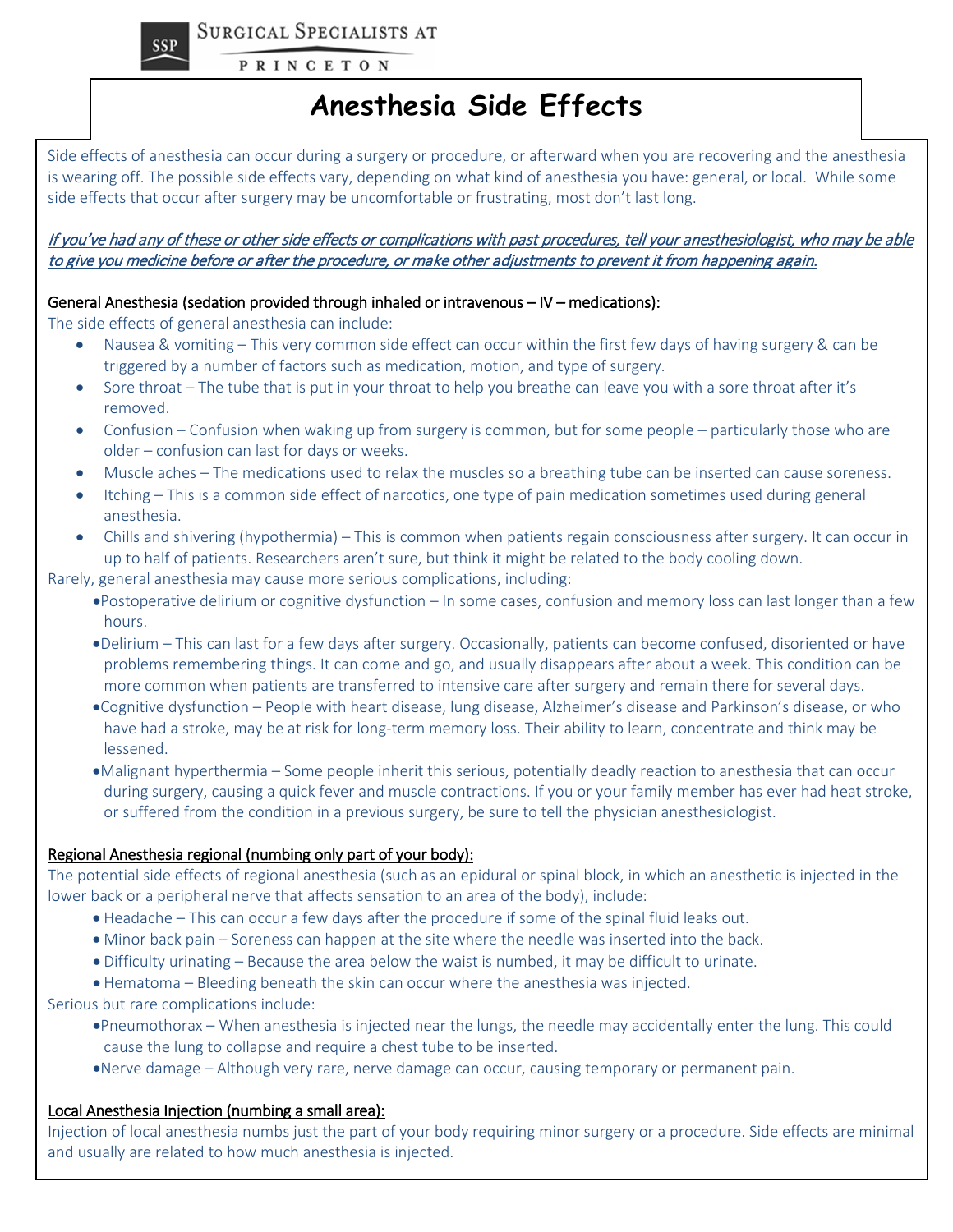# Anesthesia Side Effects

Side effects of anesthesia can occur during a surgery or procedure, or afterward when you are recovering and the anesthesia is wearing off. The possible side effects vary, depending on what kind of anesthesia you have: general, or local. While some side effects that occur after surgery may be uncomfortable or frustrating, most don't last long.

*If you've had any of these or other side effects or complications with past procedures, tell your anesthesiologist, who may be able to give you medicine before or after the procedure, or make other adjustments to prevent it from happening again.*

General Anesthesia (sedation provided through inhaled or intravenous – IV – medications):

The side effects of general anesthesia can include:

- Nausea & vomiting – This very common side effect can occur within the first few days of having surgery & can be triggered by a number of factors such as medication, motion, and type of surgery.
- Sore throat – The tube that is put in your throat to help you breathe can leave you with a sore throat after it's removed.
- Confusion – Confusion when waking up from surgery is common, but for some people – particularly those who are older – confusion can last for days or weeks.
- Muscle aches – The medications used to relax the muscles so a breathing tube can be inserted can cause soreness.
- Itching – This is a common side effect of narcotics, one type of pain medication sometimes used during general anesthesia.
- Chills and shivering (hypothermia) – This is common when patients regain consciousness after surgery. It can occur in up to half of patients. Researchers aren't sure, but think it might be related to the body cooling down.

Rarely, general anesthesia may cause more serious complications, including:

- Postoperative delirium or cognitive dysfunction – In some cases, confusion and memory loss can last longer than a few hours.
- Delirium – This can last for a few days after surgery. Occasionally, patients can become confused, disoriented or have problems remembering things. It can come and go, and usually disappears after about a week. This condition can be more common when patients are transferred to intensive care after surgery and remain there for several days.
- Cognitive dysfunction – People with heart disease, lung disease, Alzheimer's disease and Parkinson's disease, or who have had a stroke, may be at risk for long-term memory loss. Their ability to learn, concentrate and think may be lessened.
- Malignant hyperthermia – Some people inherit this serious, potentially deadly reaction to anesthesia that can occur during surgery, causing a quick fever and muscle contractions. If you or your family member has ever had heat stroke, or suffered from the condition in a previous surgery, be sure to tell the physician anesthesiologist.

Regional Anesthesia regional (numbing only part of your body):

The potential side effects of regional anesthesia (such as an epidural or spinal block, in which an anesthetic is injected in the lower back or a peripheral nerve that affects sensation to an area of the body), include:

- Headache – This can occur a few days after the procedure if some of the spinal fluid leaks out.
- Minor back pain – Soreness can happen at the site where the needle was inserted into the back.
- Difficulty urinating – Because the area below the waist is numbed, it may be difficult to urinate.
- Hematoma – Bleeding beneath the skin can occur where the anesthesia was injected.

Serious but rare complications include:

- Pneumothorax – When anesthesia is injected near the lungs, the needle may accidentally enter the lung. This could cause the lung to collapse and require a chest tube to be inserted.
- Nerve damage – Although very rare, nerve damage can occur, causing temporary or permanent pain.

Local Anesthesia Injection (numbing a small area):

Injection of local anesthesia numbs just the part of your body requiring minor surgery or a procedure. Side effects are minimal and usually are related to how much anesthesia is injected.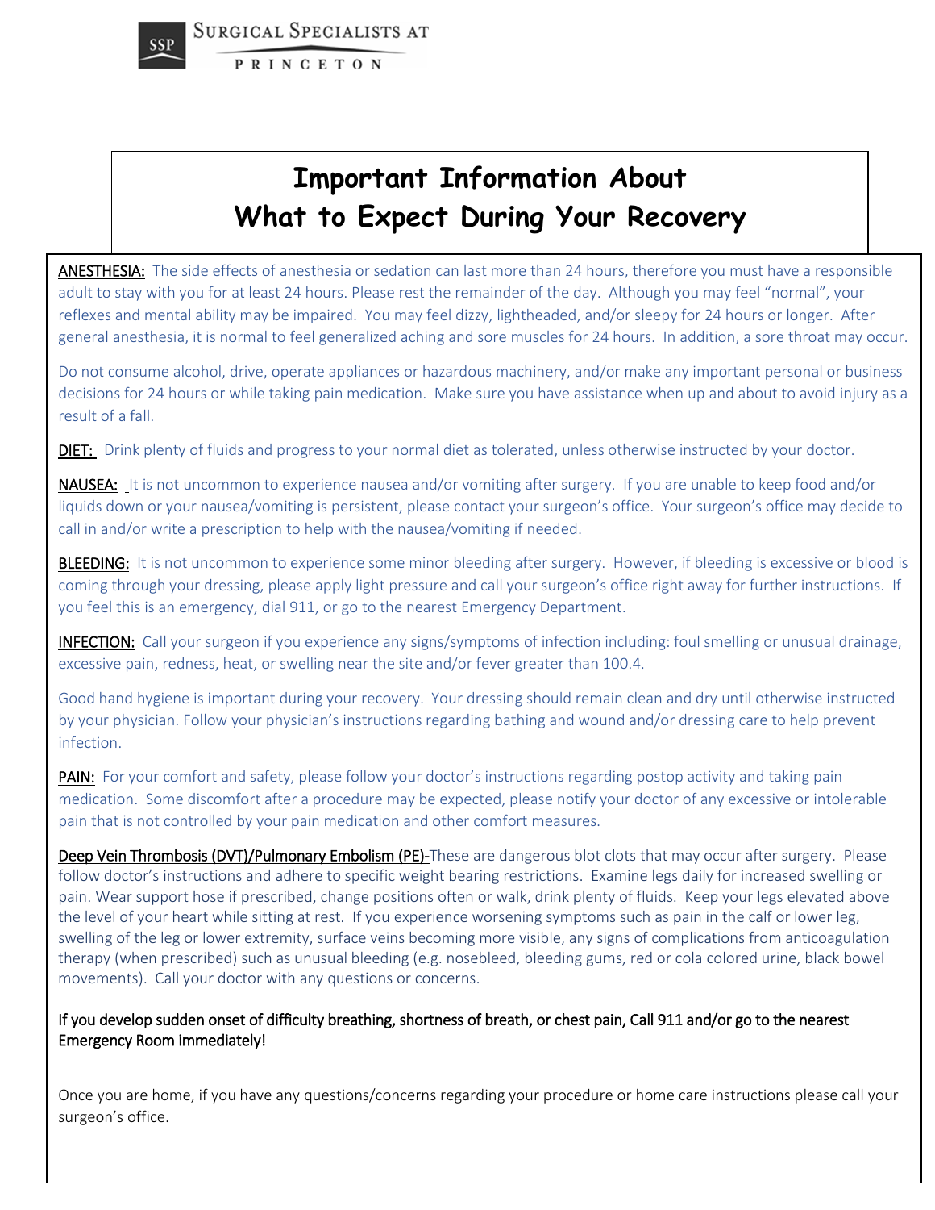SURGICAL SPECIALISTS AT PRINCETON

# Important Information About What to Expect During Your Recovery

<u>ANESTHESIA:</u> The side effects of anesthesia or sedation can last more than 24 hours, therefore you must have a responsible adult to stay with you for at least 24 hours. Please rest the remainder of the day. Although you may feel "normal", your reflexes and mental ability may be impaired. You may feel dizzy, lightheaded, and/or sleepy for 24 hours or longer. After general anesthesia, it is normal to feel generalized aching and sore muscles for 24 hours. In addition, a sore throat may occur.

Do not consume alcohol, drive, operate appliances or hazardous machinery, and/or make any important personal or business decisions for 24 hours or while taking pain medication. Make sure you have assistance when up and about to avoid injury as a result of a fall.

<u>DIET:</u> Drink plenty of fluids and progress to your normal diet as tolerated, unless otherwise instructed by your doctor.

<u>NAUSEA:</u> It is not uncommon to experience nausea and/or vomiting after surgery. If you are unable to keep food and/or liquids down or your nausea/vomiting is persistent, please contact your surgeon's office. Your surgeon's office may decide to call in and/or write a prescription to help with the nausea/vomiting if needed.

<u>BLEEDING:</u> It is not uncommon to experience some minor bleeding after surgery. However, if bleeding is excessive or blood is coming through your dressing, please apply light pressure and call your surgeon's office right away for further instructions. If you feel this is an emergency, dial 911, or go to the nearest Emergency Department.

<u>INFECTION:</u> Call your surgeon if you experience any signs/symptoms of infection including: foul smelling or unusual drainage, excessive pain, redness, heat, or swelling near the site and/or fever greater than 100.4.

Good hand hygiene is important during your recovery. Your dressing should remain clean and dry until otherwise instructed by your physician. Follow your physician's instructions regarding bathing and wound and/or dressing care to help prevent infection.

<u>PAIN:</u> For your comfort and safety, please follow your doctor's instructions regarding postop activity and taking pain medication. Some discomfort after a procedure may be expected, please notify your doctor of any excessive or intolerable pain that is not controlled by your pain medication and other comfort measures.

<u>Deep Vein Thrombosis (DVT)/Pulmonary Embolism (PE)-</u>These are dangerous blot clots that may occur after surgery. Please follow doctor's instructions and adhere to specific weight bearing restrictions. Examine legs daily for increased swelling or pain. Wear support hose if prescribed, change positions often or walk, drink plenty of fluids. Keep your legs elevated above the level of your heart while sitting at rest. If you experience worsening symptoms such as pain in the calf or lower leg, swelling of the leg or lower extremity, surface veins becoming more visible, any signs of complications from anticoagulation therapy (when prescribed) such as unusual bleeding (e.g. nosebleed, bleeding gums, red or cola colored urine, black bowel movements). Call your doctor with any questions or concerns.

If you develop sudden onset of difficulty breathing, shortness of breath, or chest pain, Call 911 and/or go to the nearest Emergency Room immediately!

Once you are home, if you have any questions/concerns regarding your procedure or home care instructions please call your surgeon's office.